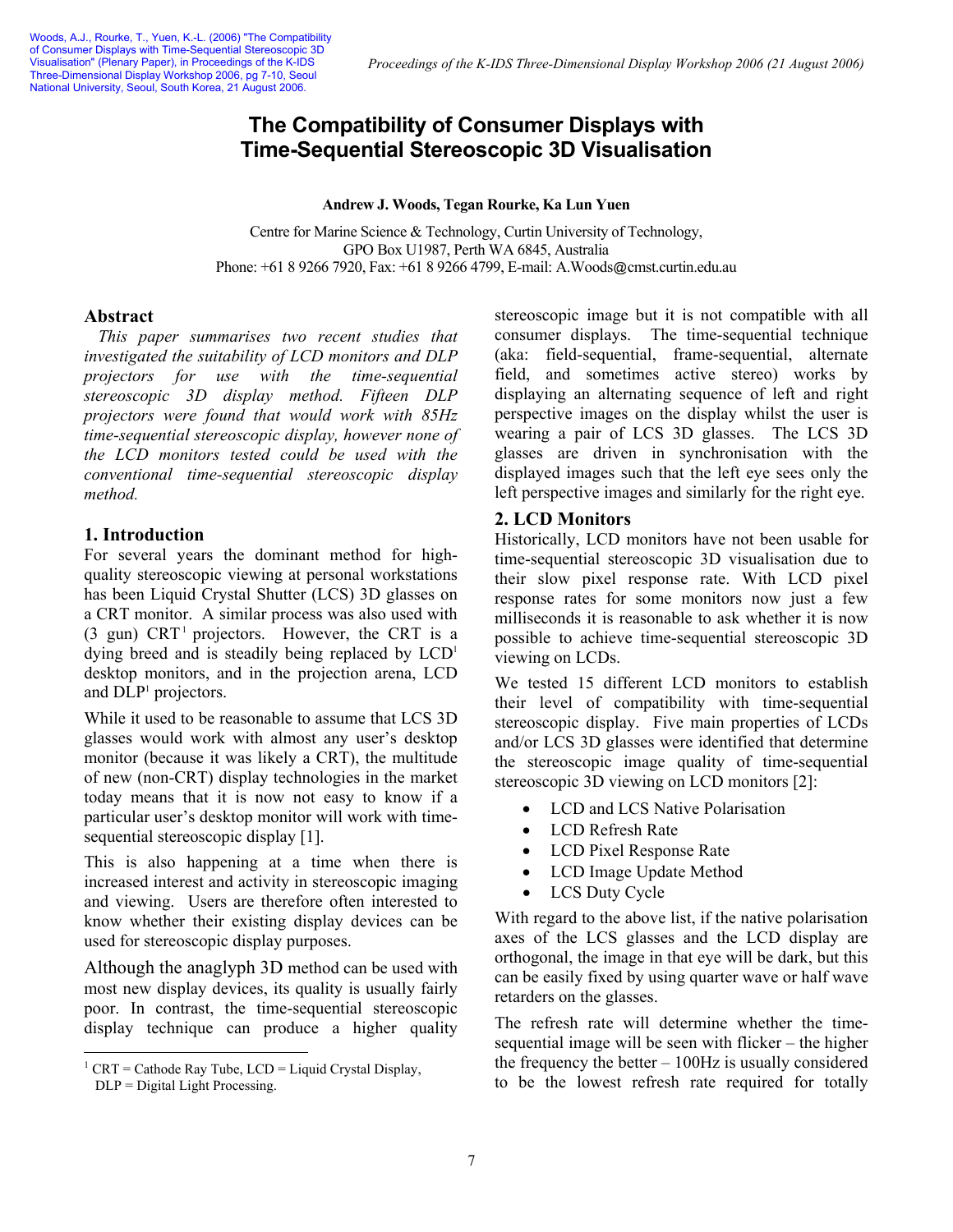Woods, A.J., Rourke, T., Yuen, K.-L. (2006) "The Compatibility of Consumer Displays with Time-Sequential Stereoscopic 3D Visualisation" (Plenary Paper), in Proceedings of the K-IDS Three-Dimensional Display Workshop 2006, pg 7-10, Seoul National University, Seoul, South Korea, 21 August 2006.

# The Compatibility of Consumer Displays with Time-Sequential Stereoscopic 3D Visualisation

**Andrew J. Woods, Tegan Rourke, Ka Lun Yuen**

Centre for Marine Science & Technology, Curtin University of Technology,
GPO Box U1987, Perth WA 6845, Australia
Phone: +61 8 9266 7920, Fax: +61 8 9266 4799, E-mail: A.Woods@cmst.curtin.edu.au

## Abstract

*This paper summarises two recent studies that investigated the suitability of LCD monitors and DLP projectors for use with the time-sequential stereoscopic 3D display method. Fifteen DLP projectors were found that would work with 85Hz time-sequential stereoscopic display, however none of the LCD monitors tested could be used with the conventional time-sequential stereoscopic display method.*

## 1. Introduction

For several years the dominant method for high-quality stereoscopic viewing at personal workstations has been Liquid Crystal Shutter (LCS) 3D glasses on a CRT monitor. A similar process was also used with (3 gun) CRT[1] projectors. However, the CRT is a dying breed and is steadily being replaced by LCD[1] desktop monitors, and in the projection arena, LCD and DLP[1] projectors.

While it used to be reasonable to assume that LCS 3D glasses would work with almost any user's desktop monitor (because it was likely a CRT), the multitude of new (non-CRT) display technologies in the market today means that it is now not easy to know if a particular user's desktop monitor will work with time-sequential stereoscopic display [1].

This is also happening at a time when there is increased interest and activity in stereoscopic imaging and viewing. Users are therefore often interested to know whether their existing display devices can be used for stereoscopic display purposes.

Although the anaglyph 3D method can be used with most new display devices, its quality is usually fairly poor. In contrast, the time-sequential stereoscopic display technique can produce a higher quality stereoscopic image but it is not compatible with all consumer displays. The time-sequential technique (aka: field-sequential, frame-sequential, alternate field, and sometimes active stereo) works by displaying an alternating sequence of left and right perspective images on the display whilst the user is wearing a pair of LCS 3D glasses. The LCS 3D glasses are driven in synchronisation with the displayed images such that the left eye sees only the left perspective images and similarly for the right eye.

[1] CRT = Cathode Ray Tube, LCD = Liquid Crystal Display, DLP = Digital Light Processing.

## 2. LCD Monitors

Historically, LCD monitors have not been usable for time-sequential stereoscopic 3D visualisation due to their slow pixel response rate. With LCD pixel response rates for some monitors now just a few milliseconds it is reasonable to ask whether it is now possible to achieve time-sequential stereoscopic 3D viewing on LCDs.

We tested 15 different LCD monitors to establish their level of compatibility with time-sequential stereoscopic display. Five main properties of LCDs and/or LCS 3D glasses were identified that determine the stereoscopic image quality of time-sequential stereoscopic 3D viewing on LCD monitors [2]:

- LCD and LCS Native Polarisation
- LCD Refresh Rate
- LCD Pixel Response Rate
- LCD Image Update Method
- LCS Duty Cycle

With regard to the above list, if the native polarisation axes of the LCS glasses and the LCD display are orthogonal, the image in that eye will be dark, but this can be easily fixed by using quarter wave or half wave retarders on the glasses.

The refresh rate will determine whether the time-sequential image will be seen with flicker – the higher the frequency the better – 100Hz is usually considered to be the lowest refresh rate required for totally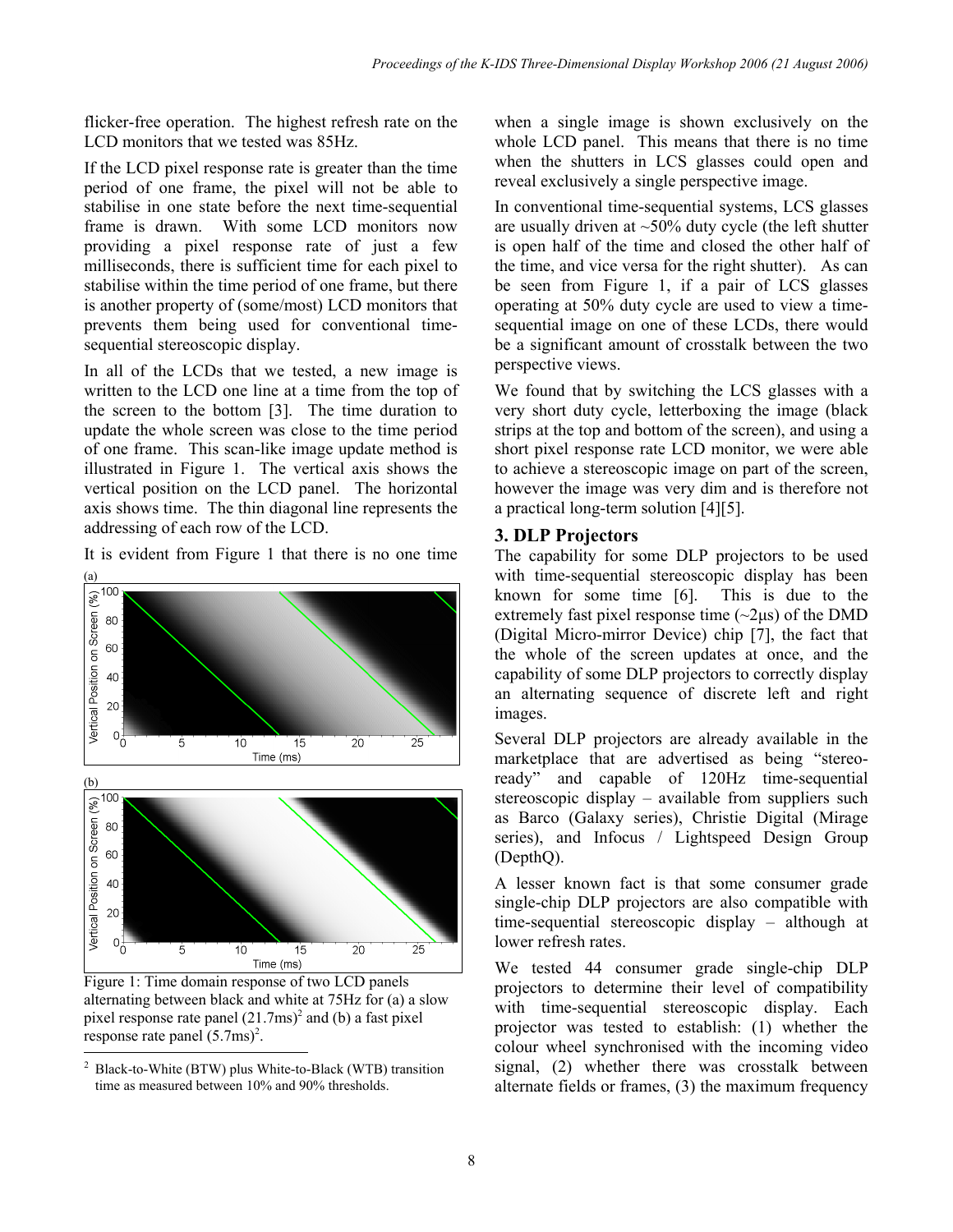flicker-free operation. The highest refresh rate on the LCD monitors that we tested was 85Hz.

If the LCD pixel response rate is greater than the time period of one frame, the pixel will not be able to stabilise in one state before the next time-sequential frame is drawn. With some LCD monitors now providing a pixel response rate of just a few milliseconds, there is sufficient time for each pixel to stabilise within the time period of one frame, but there is another property of (some/most) LCD monitors that prevents them being used for conventional time-sequential stereoscopic display.

In all of the LCDs that we tested, a new image is written to the LCD one line at a time from the top of the screen to the bottom [3]. The time duration to update the whole screen was close to the time period of one frame. This scan-like image update method is illustrated in Figure 1. The vertical axis shows the vertical position on the LCD panel. The horizontal axis shows time. The thin diagonal line represents the addressing of each row of the LCD.

It is evident from Figure 1 that there is no one time when a single image is shown exclusively on the whole LCD panel. This means that there is no time when the shutters in LCS glasses could open and reveal exclusively a single perspective image.

Figure 1: Time domain response of two LCD panels alternating between black and white at 75Hz for (a) a slow pixel response rate panel (21.7ms)[2] and (b) a fast pixel response rate panel (5.7ms)[2].

[2] Black-to-White (BTW) plus White-to-Black (WTB) transition time as measured between 10% and 90% thresholds.

In conventional time-sequential systems, LCS glasses are usually driven at ~50% duty cycle (the left shutter is open half of the time and closed the other half of the time, and vice versa for the right shutter). As can be seen from Figure 1, if a pair of LCS glasses operating at 50% duty cycle are used to view a time-sequential image on one of these LCDs, there would be a significant amount of crosstalk between the two perspective views.

We found that by switching the LCS glasses with a very short duty cycle, letterboxing the image (black strips at the top and bottom of the screen), and using a short pixel response rate LCD monitor, we were able to achieve a stereoscopic image on part of the screen, however the image was very dim and is therefore not a practical long-term solution [4][5].

## 3. DLP Projectors

The capability for some DLP projectors to be used with time-sequential stereoscopic display has been known for some time [6]. This is due to the extremely fast pixel response time (~2μs) of the DMD (Digital Micro-mirror Device) chip [7], the fact that the whole of the screen updates at once, and the capability of some DLP projectors to correctly display an alternating sequence of discrete left and right images.

Several DLP projectors are already available in the marketplace that are advertised as being "stereo-ready" and capable of 120Hz time-sequential stereoscopic display – available from suppliers such as Barco (Galaxy series), Christie Digital (Mirage series), and Infocus / Lightspeed Design Group (DepthQ).

A lesser known fact is that some consumer grade single-chip DLP projectors are also compatible with time-sequential stereoscopic display – although at lower refresh rates.

We tested 44 consumer grade single-chip DLP projectors to determine their level of compatibility with time-sequential stereoscopic display. Each projector was tested to establish: (1) whether the colour wheel synchronised with the incoming video signal, (2) whether there was crosstalk between alternate fields or frames, (3) the maximum frequency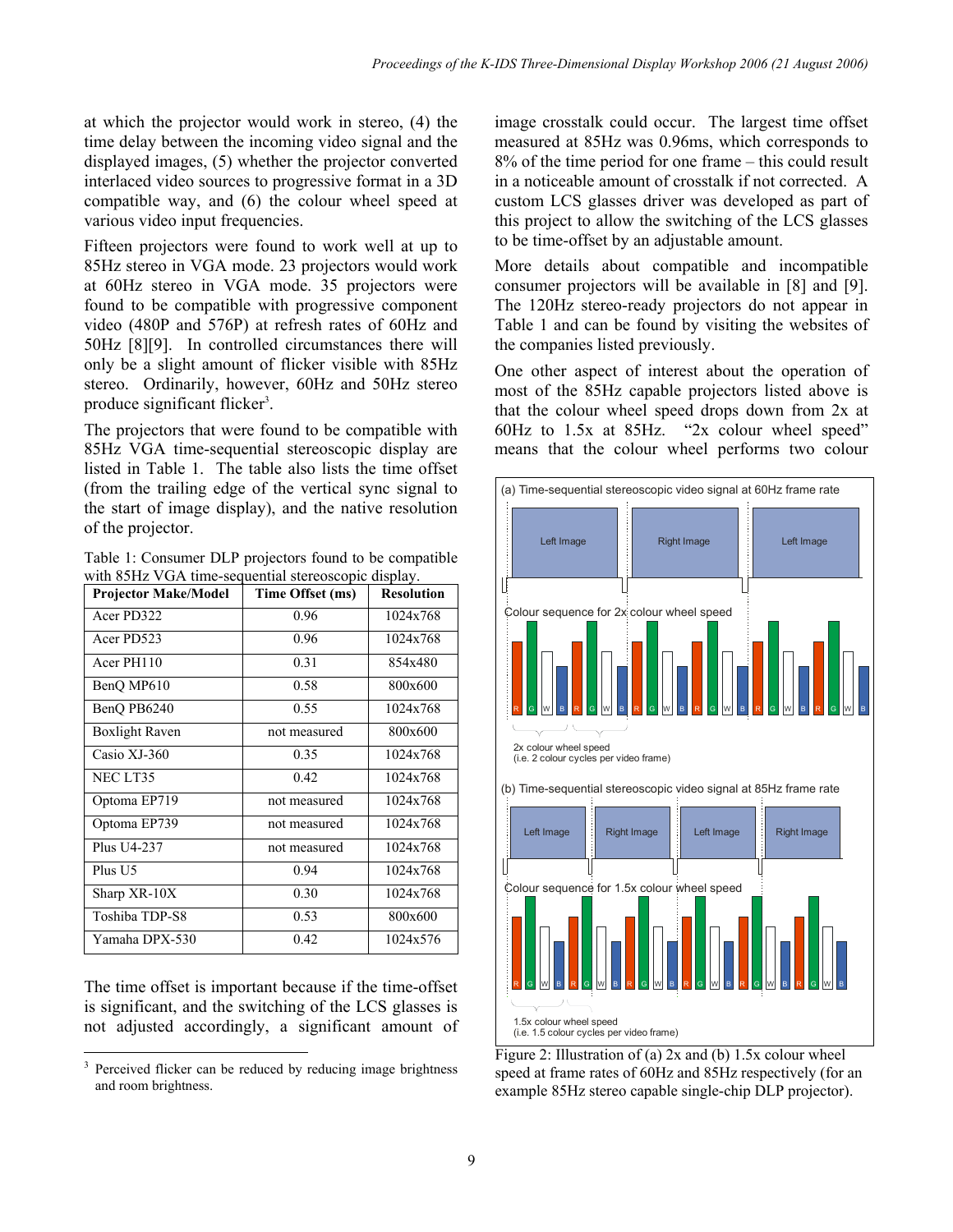at which the projector would work in stereo, (4) the time delay between the incoming video signal and the displayed images, (5) whether the projector converted interlaced video sources to progressive format in a 3D compatible way, and (6) the colour wheel speed at various video input frequencies.

Fifteen projectors were found to work well at up to 85Hz stereo in VGA mode. 23 projectors would work at 60Hz stereo in VGA mode. 35 projectors were found to be compatible with progressive component video (480P and 576P) at refresh rates of 60Hz and 50Hz [8][9]. In controlled circumstances there will only be a slight amount of flicker visible with 85Hz stereo. Ordinarily, however, 60Hz and 50Hz stereo produce significant flicker[3].

The projectors that were found to be compatible with 85Hz VGA time-sequential stereoscopic display are listed in Table 1. The table also lists the time offset (from the trailing edge of the vertical sync signal to the start of image display), and the native resolution of the projector.

Table 1: Consumer DLP projectors found to be compatible with 85Hz VGA time-sequential stereoscopic display.

| Projector Make/Model | Time Offset (ms) | Resolution |
|---|---|---|
| Acer PD322 | 0.96 | 1024x768 |
| Acer PD523 | 0.96 | 1024x768 |
| Acer PH110 | 0.31 | 854x480 |
| BenQ MP610 | 0.58 | 800x600 |
| BenQ PB6240 | 0.55 | 1024x768 |
| Boxlight Raven | not measured | 800x600 |
| Casio XJ-360 | 0.35 | 1024x768 |
| NEC LT35 | 0.42 | 1024x768 |
| Optoma EP719 | not measured | 1024x768 |
| Optoma EP739 | not measured | 1024x768 |
| Plus U4-237 | not measured | 1024x768 |
| Plus U5 | 0.94 | 1024x768 |
| Sharp XR-10X | 0.30 | 1024x768 |
| Toshiba TDP-S8 | 0.53 | 800x600 |
| Yamaha DPX-530 | 0.42 | 1024x576 |

The time offset is important because if the time-offset is significant, and the switching of the LCS glasses is not adjusted accordingly, a significant amount of image crosstalk could occur. The largest time offset measured at 85Hz was 0.96ms, which corresponds to 8% of the time period for one frame – this could result in a noticeable amount of crosstalk if not corrected. A custom LCS glasses driver was developed as part of this project to allow the switching of the LCS glasses to be time-offset by an adjustable amount.

More details about compatible and incompatible consumer projectors will be available in [8] and [9]. The 120Hz stereo-ready projectors do not appear in Table 1 and can be found by visiting the websites of the companies listed previously.

One other aspect of interest about the operation of most of the 85Hz capable projectors listed above is that the colour wheel speed drops down from 2x at 60Hz to 1.5x at 85Hz. "2x colour wheel speed" means that the colour wheel performs two colour

Figure 2: Illustration of (a) 2x and (b) 1.5x colour wheel speed at frame rates of 60Hz and 85Hz respectively (for an example 85Hz stereo capable single-chip DLP projector).

[3] Perceived flicker can be reduced by reducing image brightness and room brightness.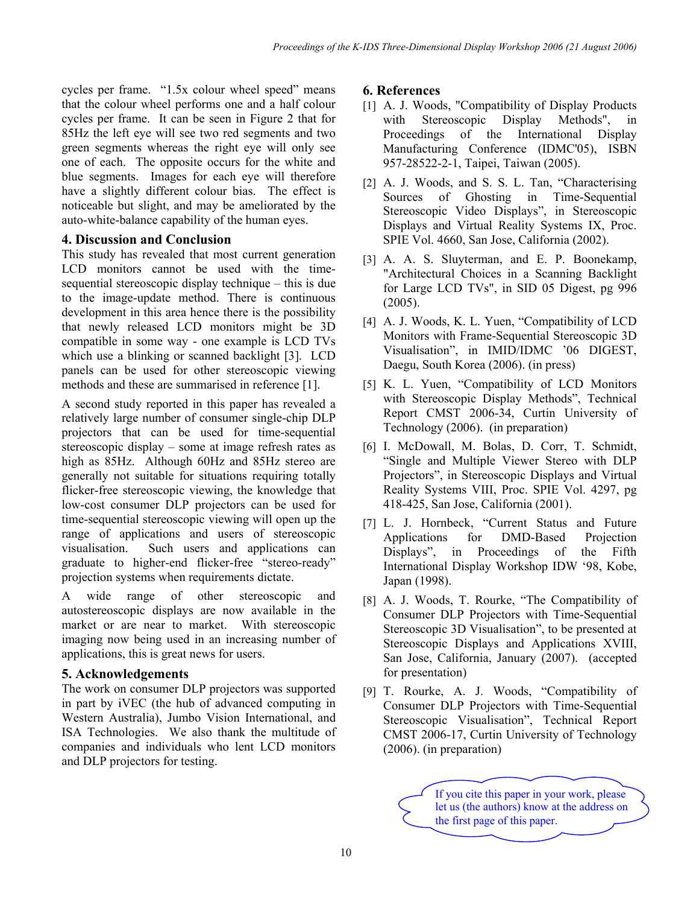cycles per frame. "1.5x colour wheel speed" means that the colour wheel performs one and a half colour cycles per frame. It can be seen in Figure 2 that for 85Hz the left eye will see two red segments and two green segments whereas the right eye will only see one of each. The opposite occurs for the white and blue segments. Images for each eye will therefore have a slightly different colour bias. The effect is noticeable but slight, and may be ameliorated by the auto-white-balance capability of the human eyes.

## 4. Discussion and Conclusion

This study has revealed that most current generation LCD monitors cannot be used with the time-sequential stereoscopic display technique – this is due to the image-update method. There is continuous development in this area hence there is the possibility that newly released LCD monitors might be 3D compatible in some way - one example is LCD TVs which use a blinking or scanned backlight [3]. LCD panels can be used for other stereoscopic viewing methods and these are summarised in reference [1].

A second study reported in this paper has revealed a relatively large number of consumer single-chip DLP projectors that can be used for time-sequential stereoscopic display – some at image refresh rates as high as 85Hz. Although 60Hz and 85Hz stereo are generally not suitable for situations requiring totally flicker-free stereoscopic viewing, the knowledge that low-cost consumer DLP projectors can be used for time-sequential stereoscopic viewing will open up the range of applications and users of stereoscopic visualisation. Such users and applications can graduate to higher-end flicker-free "stereo-ready" projection systems when requirements dictate.

A wide range of other stereoscopic and autostereoscopic displays are now available in the market or are near to market. With stereoscopic imaging now being used in an increasing number of applications, this is great news for users.

## 5. Acknowledgements

The work on consumer DLP projectors was supported in part by iVEC (the hub of advanced computing in Western Australia), Jumbo Vision International, and ISA Technologies. We also thank the multitude of companies and individuals who lent LCD monitors and DLP projectors for testing.

## 6. References

[1] A. J. Woods, "Compatibility of Display Products with Stereoscopic Display Methods", in Proceedings of the International Display Manufacturing Conference (IDMC'05), ISBN 957-28522-2-1, Taipei, Taiwan (2005).

[2] A. J. Woods, and S. S. L. Tan, "Characterising Sources of Ghosting in Time-Sequential Stereoscopic Video Displays", in Stereoscopic Displays and Virtual Reality Systems IX, Proc. SPIE Vol. 4660, San Jose, California (2002).

[3] A. A. S. Sluyterman, and E. P. Boonekamp, "Architectural Choices in a Scanning Backlight for Large LCD TVs", in SID 05 Digest, pg 996 (2005).

[4] A. J. Woods, K. L. Yuen, "Compatibility of LCD Monitors with Frame-Sequential Stereoscopic 3D Visualisation", in IMID/IDMC '06 DIGEST, Daegu, South Korea (2006). (in press)

[5] K. L. Yuen, "Compatibility of LCD Monitors with Stereoscopic Display Methods", Technical Report CMST 2006-34, Curtin University of Technology (2006). (in preparation)

[6] I. McDowall, M. Bolas, D. Corr, T. Schmidt, "Single and Multiple Viewer Stereo with DLP Projectors", in Stereoscopic Displays and Virtual Reality Systems VIII, Proc. SPIE Vol. 4297, pg 418-425, San Jose, California (2001).

[7] L. J. Hornbeck, "Current Status and Future Applications for DMD-Based Projection Displays", in Proceedings of the Fifth International Display Workshop IDW '98, Kobe, Japan (1998).

[8] A. J. Woods, T. Rourke, "The Compatibility of Consumer DLP Projectors with Time-Sequential Stereoscopic 3D Visualisation", to be presented at Stereoscopic Displays and Applications XVIII, San Jose, California, January (2007). (accepted for presentation)

[9] T. Rourke, A. J. Woods, "Compatibility of Consumer DLP Projectors with Time-Sequential Stereoscopic Visualisation", Technical Report CMST 2006-17, Curtin University of Technology (2006). (in preparation)

If you cite this paper in your work, please let us (the authors) know at the address on the first page of this paper.